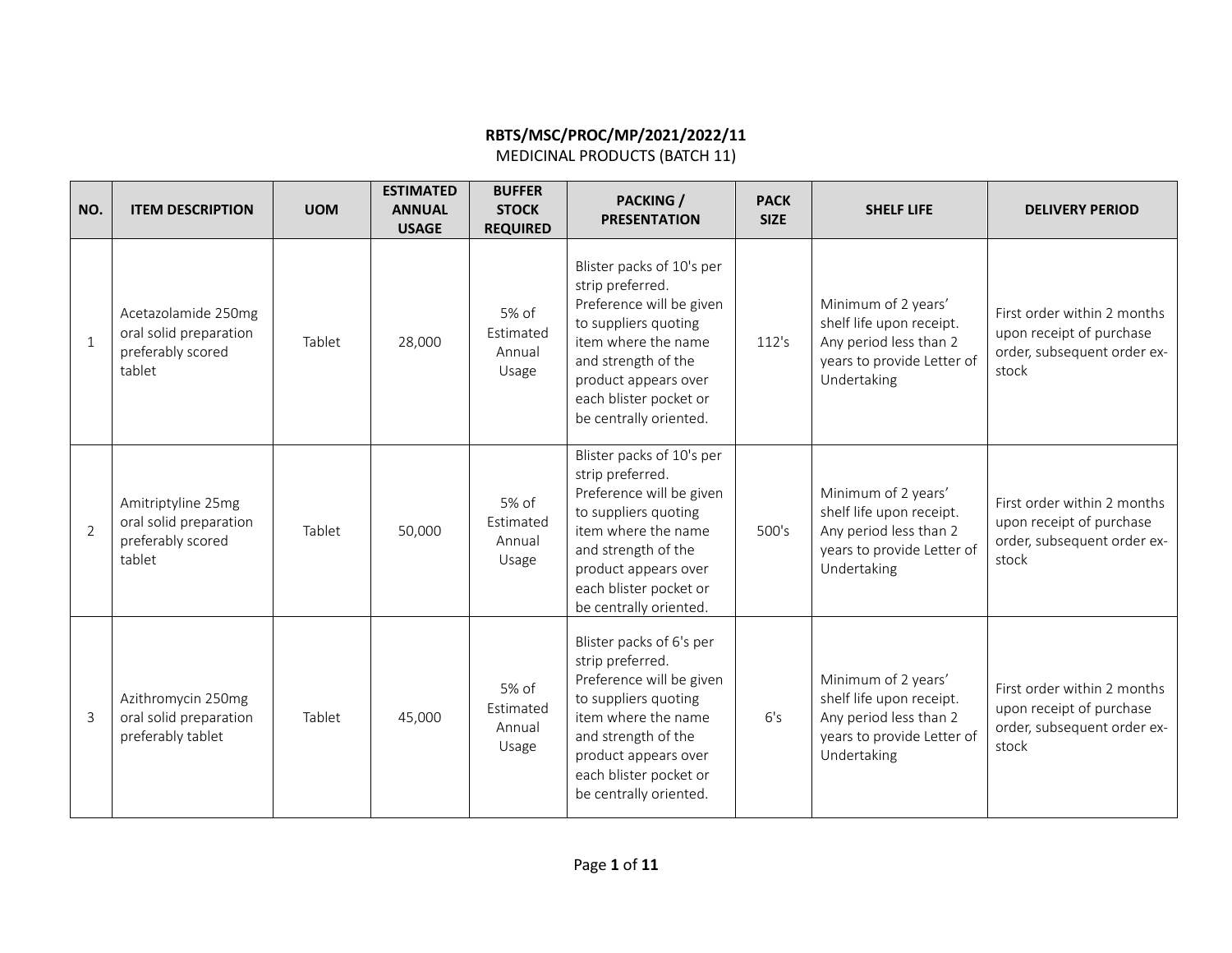**RBTS/MSC/PROC/MP/2021/2022/11**
MEDICINAL PRODUCTS (BATCH 11)

| NO. | ITEM DESCRIPTION | UOM | ESTIMATED ANNUAL USAGE | BUFFER STOCK REQUIRED | PACKING / PRESENTATION | PACK SIZE | SHELF LIFE | DELIVERY PERIOD |
|---|---|---|---|---|---|---|---|---|
| 1 | Acetazolamide 250mg oral solid preparation preferably scored tablet | Tablet | 28,000 | 5% of Estimated Annual Usage | Blister packs of 10's per strip preferred. Preference will be given to suppliers quoting item where the name and strength of the product appears over each blister pocket or be centrally oriented. | 112's | Minimum of 2 years' shelf life upon receipt. Any period less than 2 years to provide Letter of Undertaking | First order within 2 months upon receipt of purchase order, subsequent order ex-stock |
| 2 | Amitriptyline 25mg oral solid preparation preferably scored tablet | Tablet | 50,000 | 5% of Estimated Annual Usage | Blister packs of 10's per strip preferred. Preference will be given to suppliers quoting item where the name and strength of the product appears over each blister pocket or be centrally oriented. | 500's | Minimum of 2 years' shelf life upon receipt. Any period less than 2 years to provide Letter of Undertaking | First order within 2 months upon receipt of purchase order, subsequent order ex-stock |
| 3 | Azithromycin 250mg oral solid preparation preferably tablet | Tablet | 45,000 | 5% of Estimated Annual Usage | Blister packs of 6's per strip preferred. Preference will be given to suppliers quoting item where the name and strength of the product appears over each blister pocket or be centrally oriented. | 6's | Minimum of 2 years' shelf life upon receipt. Any period less than 2 years to provide Letter of Undertaking | First order within 2 months upon receipt of purchase order, subsequent order ex-stock |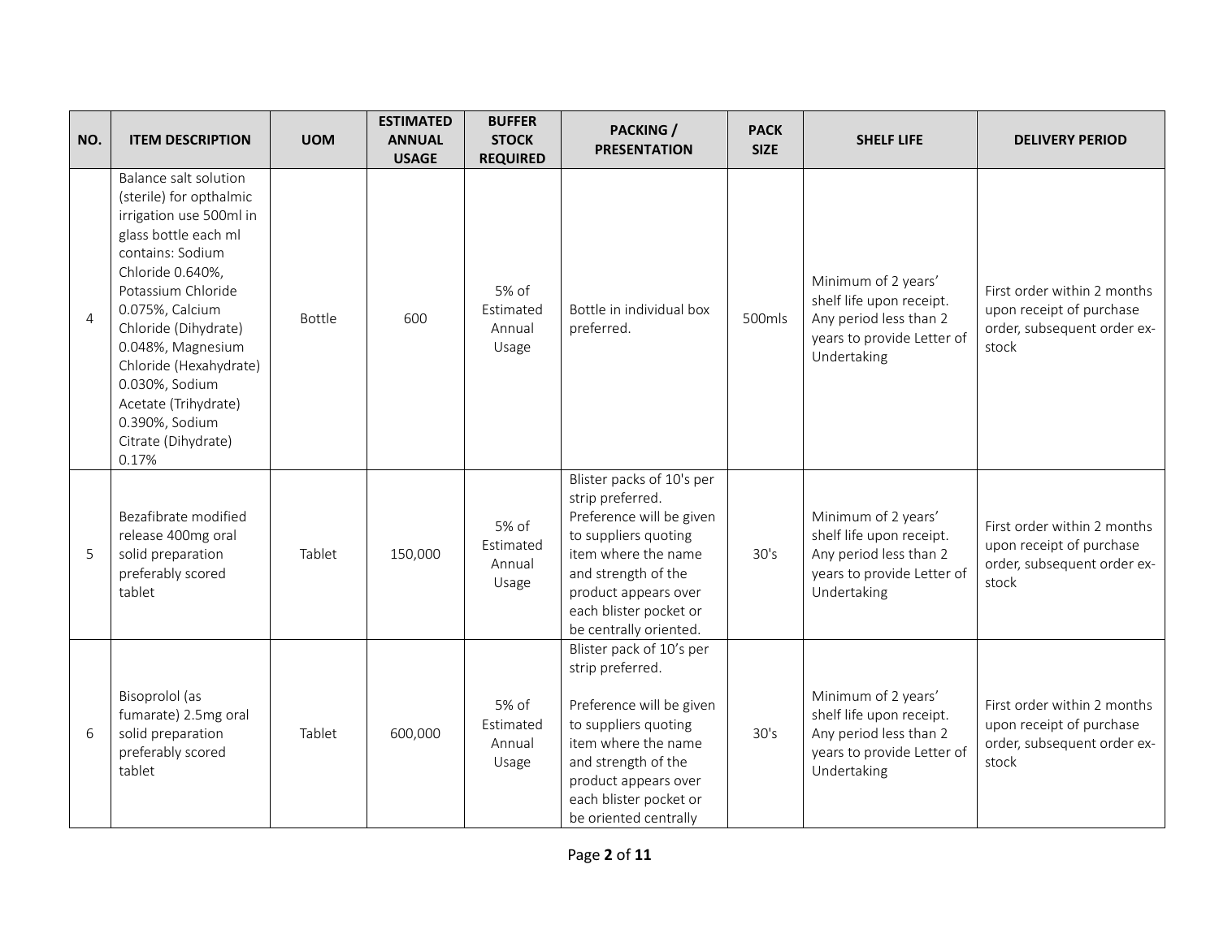| NO. | ITEM DESCRIPTION | UOM | ESTIMATED ANNUAL USAGE | BUFFER STOCK REQUIRED | PACKING / PRESENTATION | PACK SIZE | SHELF LIFE | DELIVERY PERIOD |
|---|---|---|---|---|---|---|---|---|
| 4 | Balance salt solution (sterile) for opthalmic irrigation use 500ml in glass bottle each ml contains: Sodium Chloride 0.640%, Potassium Chloride 0.075%, Calcium Chloride (Dihydrate) 0.048%, Magnesium Chloride (Hexahydrate) 0.030%, Sodium Acetate (Trihydrate) 0.390%, Sodium Citrate (Dihydrate) 0.17% | Bottle | 600 | 5% of Estimated Annual Usage | Bottle in individual box preferred. | 500mls | Minimum of 2 years' shelf life upon receipt. Any period less than 2 years to provide Letter of Undertaking | First order within 2 months upon receipt of purchase order, subsequent order ex-stock |
| 5 | Bezafibrate modified release 400mg oral solid preparation preferably scored tablet | Tablet | 150,000 | 5% of Estimated Annual Usage | Blister packs of 10's per strip preferred. Preference will be given to suppliers quoting item where the name and strength of the product appears over each blister pocket or be centrally oriented. | 30's | Minimum of 2 years' shelf life upon receipt. Any period less than 2 years to provide Letter of Undertaking | First order within 2 months upon receipt of purchase order, subsequent order ex-stock |
| 6 | Bisoprolol (as fumarate) 2.5mg oral solid preparation preferably scored tablet | Tablet | 600,000 | 5% of Estimated Annual Usage | Blister pack of 10's per strip preferred.<br><br>Preference will be given to suppliers quoting item where the name and strength of the product appears over each blister pocket or be oriented centrally | 30's | Minimum of 2 years' shelf life upon receipt. Any period less than 2 years to provide Letter of Undertaking | First order within 2 months upon receipt of purchase order, subsequent order ex-stock |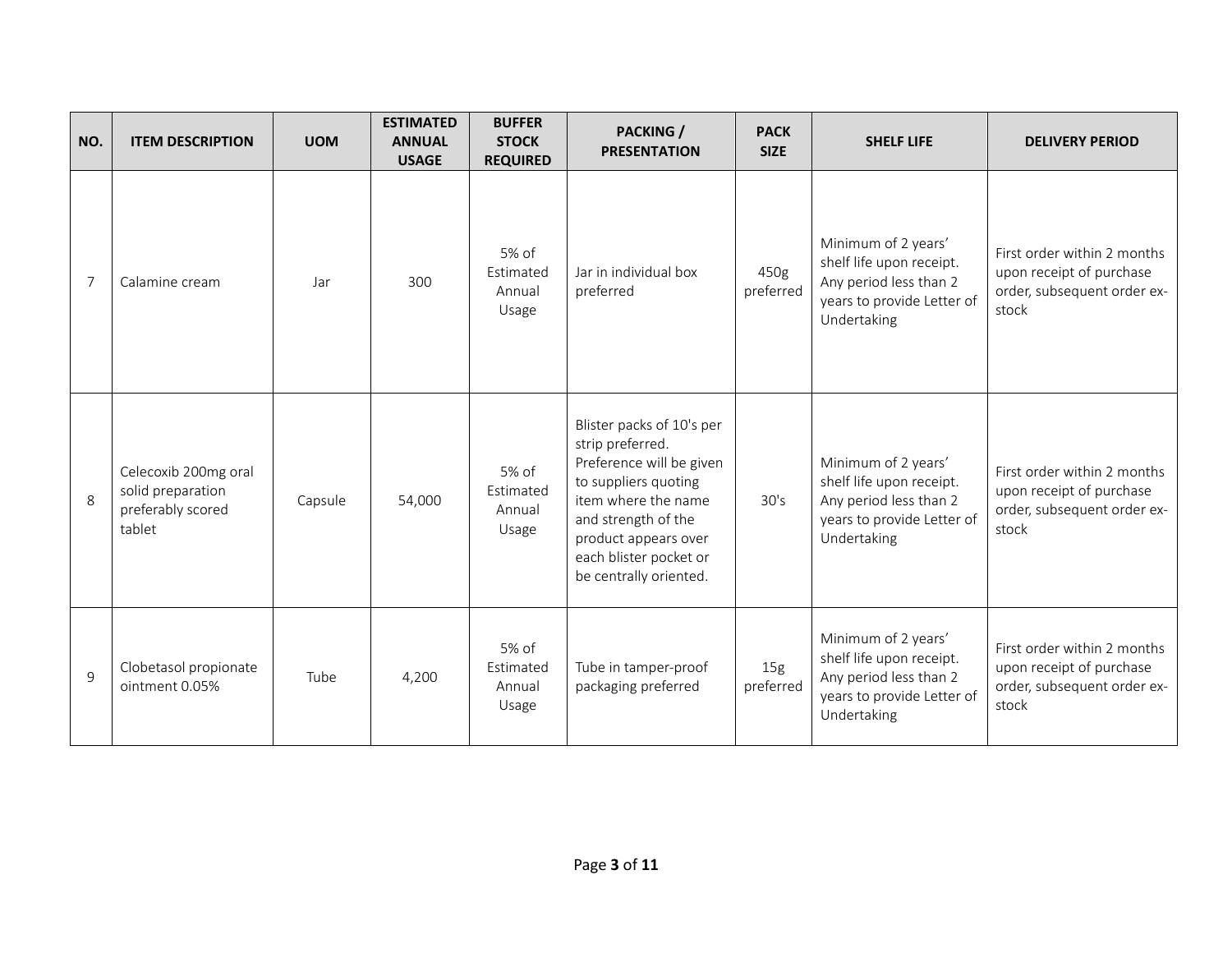| NO. | ITEM DESCRIPTION | UOM | ESTIMATED ANNUAL USAGE | BUFFER STOCK REQUIRED | PACKING / PRESENTATION | PACK SIZE | SHELF LIFE | DELIVERY PERIOD |
|---|---|---|---|---|---|---|---|---|
| 7 | Calamine cream | Jar | 300 | 5% of Estimated Annual Usage | Jar in individual box preferred | 450g preferred | Minimum of 2 years' shelf life upon receipt. Any period less than 2 years to provide Letter of Undertaking | First order within 2 months upon receipt of purchase order, subsequent order ex-stock |
| 8 | Celecoxib 200mg oral solid preparation preferably scored tablet | Capsule | 54,000 | 5% of Estimated Annual Usage | Blister packs of 10's per strip preferred. Preference will be given to suppliers quoting item where the name and strength of the product appears over each blister pocket or be centrally oriented. | 30's | Minimum of 2 years' shelf life upon receipt. Any period less than 2 years to provide Letter of Undertaking | First order within 2 months upon receipt of purchase order, subsequent order ex-stock |
| 9 | Clobetasol propionate ointment 0.05% | Tube | 4,200 | 5% of Estimated Annual Usage | Tube in tamper-proof packaging preferred | 15g preferred | Minimum of 2 years' shelf life upon receipt. Any period less than 2 years to provide Letter of Undertaking | First order within 2 months upon receipt of purchase order, subsequent order ex-stock |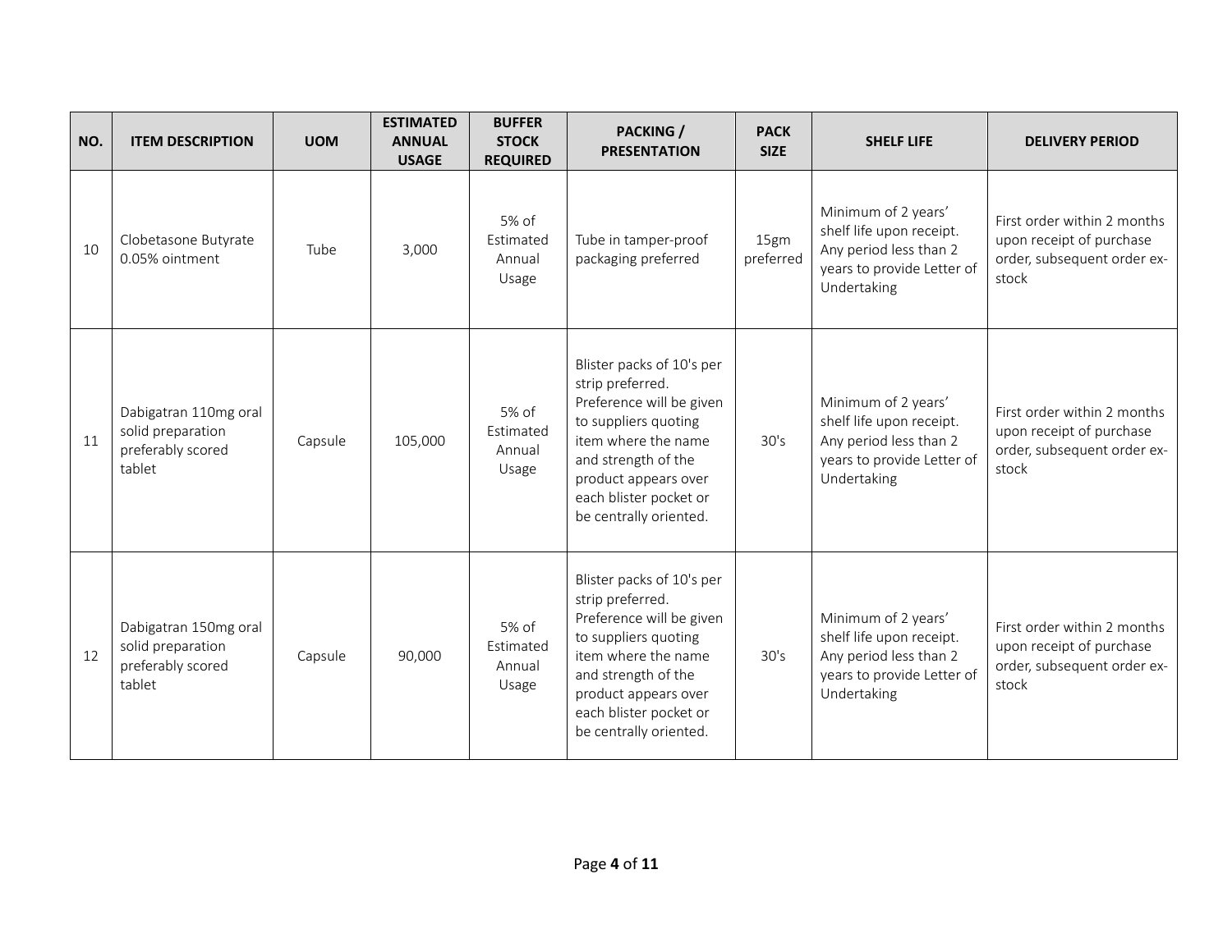| NO. | ITEM DESCRIPTION | UOM | ESTIMATED ANNUAL USAGE | BUFFER STOCK REQUIRED | PACKING / PRESENTATION | PACK SIZE | SHELF LIFE | DELIVERY PERIOD |
|---|---|---|---|---|---|---|---|---|
| 10 | Clobetasone Butyrate 0.05% ointment | Tube | 3,000 | 5% of Estimated Annual Usage | Tube in tamper-proof packaging preferred | 15gm preferred | Minimum of 2 years' shelf life upon receipt. Any period less than 2 years to provide Letter of Undertaking | First order within 2 months upon receipt of purchase order, subsequent order ex-stock |
| 11 | Dabigatran 110mg oral solid preparation preferably scored tablet | Capsule | 105,000 | 5% of Estimated Annual Usage | Blister packs of 10's per strip preferred. Preference will be given to suppliers quoting item where the name and strength of the product appears over each blister pocket or be centrally oriented. | 30's | Minimum of 2 years' shelf life upon receipt. Any period less than 2 years to provide Letter of Undertaking | First order within 2 months upon receipt of purchase order, subsequent order ex-stock |
| 12 | Dabigatran 150mg oral solid preparation preferably scored tablet | Capsule | 90,000 | 5% of Estimated Annual Usage | Blister packs of 10's per strip preferred. Preference will be given to suppliers quoting item where the name and strength of the product appears over each blister pocket or be centrally oriented. | 30's | Minimum of 2 years' shelf life upon receipt. Any period less than 2 years to provide Letter of Undertaking | First order within 2 months upon receipt of purchase order, subsequent order ex-stock |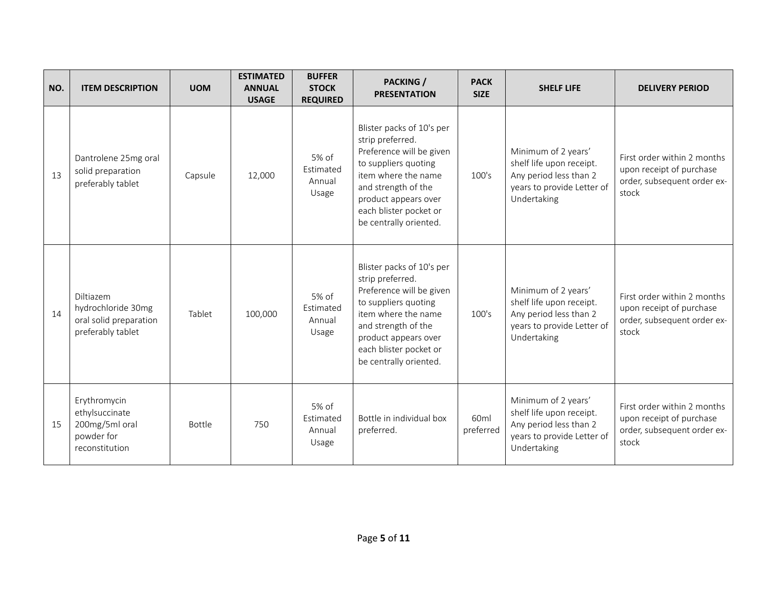| NO. | ITEM DESCRIPTION | UOM | ESTIMATED ANNUAL USAGE | BUFFER STOCK REQUIRED | PACKING / PRESENTATION | PACK SIZE | SHELF LIFE | DELIVERY PERIOD |
|---|---|---|---|---|---|---|---|---|
| 13 | Dantrolene 25mg oral solid preparation preferably tablet | Capsule | 12,000 | 5% of Estimated Annual Usage | Blister packs of 10's per strip preferred. Preference will be given to suppliers quoting item where the name and strength of the product appears over each blister pocket or be centrally oriented. | 100's | Minimum of 2 years' shelf life upon receipt. Any period less than 2 years to provide Letter of Undertaking | First order within 2 months upon receipt of purchase order, subsequent order ex-stock |
| 14 | Diltiazem hydrochloride 30mg oral solid preparation preferably tablet | Tablet | 100,000 | 5% of Estimated Annual Usage | Blister packs of 10's per strip preferred. Preference will be given to suppliers quoting item where the name and strength of the product appears over each blister pocket or be centrally oriented. | 100's | Minimum of 2 years' shelf life upon receipt. Any period less than 2 years to provide Letter of Undertaking | First order within 2 months upon receipt of purchase order, subsequent order ex-stock |
| 15 | Erythromycin ethylsuccinate 200mg/5ml oral powder for reconstitution | Bottle | 750 | 5% of Estimated Annual Usage | Bottle in individual box preferred. | 60ml preferred | Minimum of 2 years' shelf life upon receipt. Any period less than 2 years to provide Letter of Undertaking | First order within 2 months upon receipt of purchase order, subsequent order ex-stock |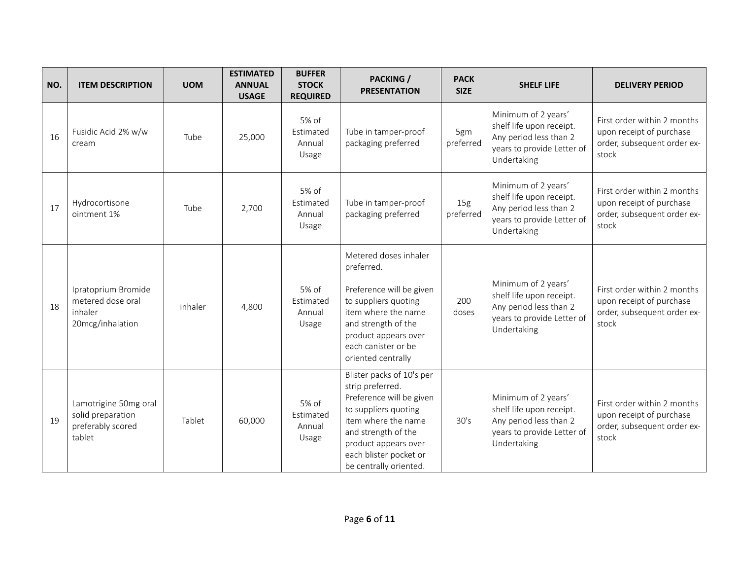| NO. | ITEM DESCRIPTION | UOM | ESTIMATED ANNUAL USAGE | BUFFER STOCK REQUIRED | PACKING / PRESENTATION | PACK SIZE | SHELF LIFE | DELIVERY PERIOD |
|---|---|---|---|---|---|---|---|---|
| 16 | Fusidic Acid 2% w/w cream | Tube | 25,000 | 5% of Estimated Annual Usage | Tube in tamper-proof packaging preferred | 5gm preferred | Minimum of 2 years' shelf life upon receipt. Any period less than 2 years to provide Letter of Undertaking | First order within 2 months upon receipt of purchase order, subsequent order ex-stock |
| 17 | Hydrocortisone ointment 1% | Tube | 2,700 | 5% of Estimated Annual Usage | Tube in tamper-proof packaging preferred | 15g preferred | Minimum of 2 years' shelf life upon receipt. Any period less than 2 years to provide Letter of Undertaking | First order within 2 months upon receipt of purchase order, subsequent order ex-stock |
| 18 | Ipratoprium Bromide metered dose oral inhaler 20mcg/inhalation | inhaler | 4,800 | 5% of Estimated Annual Usage | Metered doses inhaler preferred.<br><br>Preference will be given to suppliers quoting item where the name and strength of the product appears over each canister or be oriented centrally | 200 doses | Minimum of 2 years' shelf life upon receipt. Any period less than 2 years to provide Letter of Undertaking | First order within 2 months upon receipt of purchase order, subsequent order ex-stock |
| 19 | Lamotrigine 50mg oral solid preparation preferably scored tablet | Tablet | 60,000 | 5% of Estimated Annual Usage | Blister packs of 10's per strip preferred. Preference will be given to suppliers quoting item where the name and strength of the product appears over each blister pocket or be centrally oriented. | 30's | Minimum of 2 years' shelf life upon receipt. Any period less than 2 years to provide Letter of Undertaking | First order within 2 months upon receipt of purchase order, subsequent order ex-stock |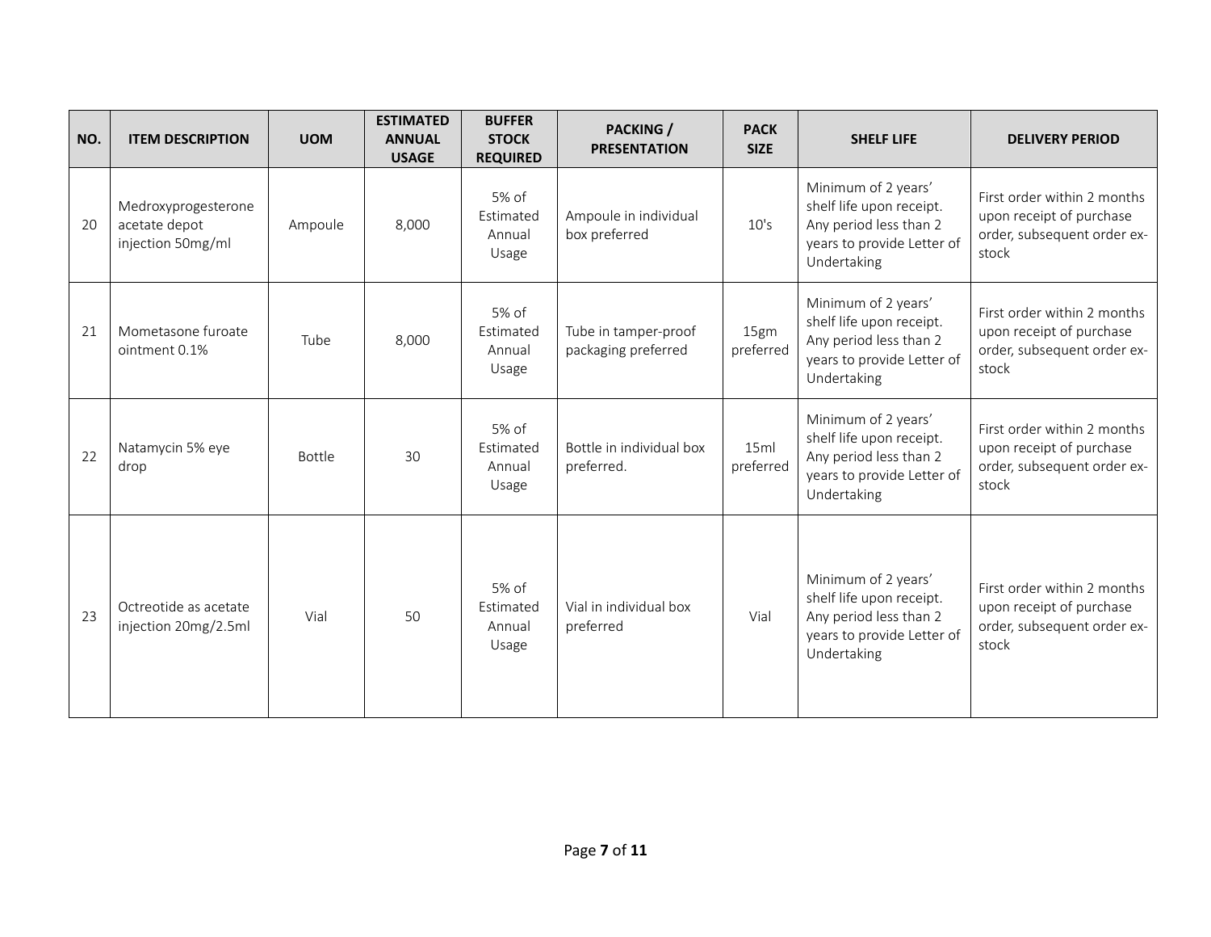| NO. | ITEM DESCRIPTION | UOM | ESTIMATED ANNUAL USAGE | BUFFER STOCK REQUIRED | PACKING / PRESENTATION | PACK SIZE | SHELF LIFE | DELIVERY PERIOD |
|---|---|---|---|---|---|---|---|---|
| 20 | Medroxyprogesterone acetate depot injection 50mg/ml | Ampoule | 8,000 | 5% of Estimated Annual Usage | Ampoule in individual box preferred | 10's | Minimum of 2 years' shelf life upon receipt. Any period less than 2 years to provide Letter of Undertaking | First order within 2 months upon receipt of purchase order, subsequent order ex-stock |
| 21 | Mometasone furoate ointment 0.1% | Tube | 8,000 | 5% of Estimated Annual Usage | Tube in tamper-proof packaging preferred | 15gm preferred | Minimum of 2 years' shelf life upon receipt. Any period less than 2 years to provide Letter of Undertaking | First order within 2 months upon receipt of purchase order, subsequent order ex-stock |
| 22 | Natamycin 5% eye drop | Bottle | 30 | 5% of Estimated Annual Usage | Bottle in individual box preferred. | 15ml preferred | Minimum of 2 years' shelf life upon receipt. Any period less than 2 years to provide Letter of Undertaking | First order within 2 months upon receipt of purchase order, subsequent order ex-stock |
| 23 | Octreotide as acetate injection 20mg/2.5ml | Vial | 50 | 5% of Estimated Annual Usage | Vial in individual box preferred | Vial | Minimum of 2 years' shelf life upon receipt. Any period less than 2 years to provide Letter of Undertaking | First order within 2 months upon receipt of purchase order, subsequent order ex-stock |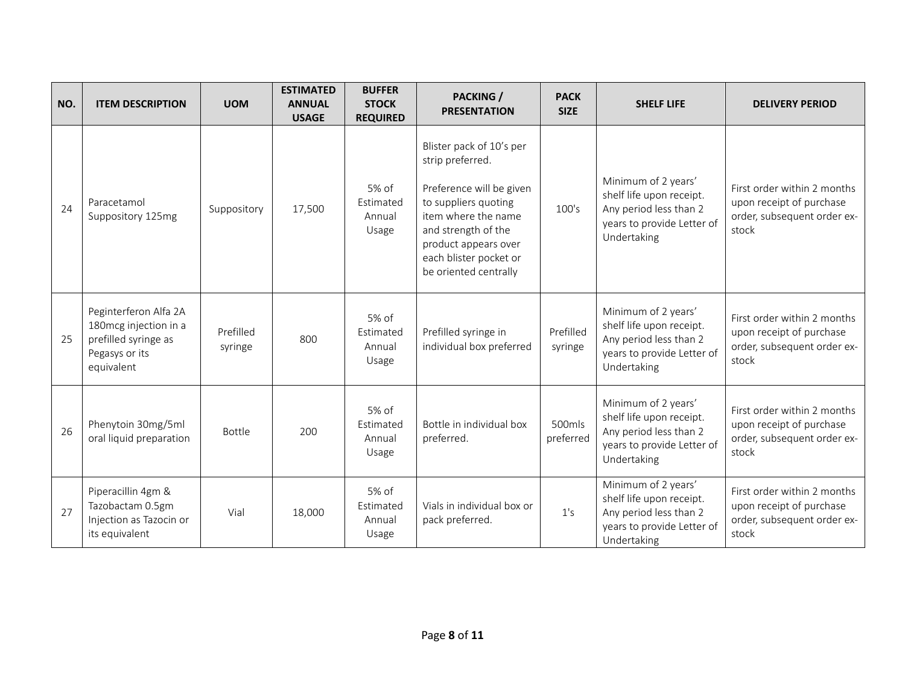| NO. | ITEM DESCRIPTION | UOM | ESTIMATED ANNUAL USAGE | BUFFER STOCK REQUIRED | PACKING / PRESENTATION | PACK SIZE | SHELF LIFE | DELIVERY PERIOD |
|---|---|---|---|---|---|---|---|---|
| 24 | Paracetamol Suppository 125mg | Suppository | 17,500 | 5% of Estimated Annual Usage | Blister pack of 10's per strip preferred.<br><br>Preference will be given to suppliers quoting item where the name and strength of the product appears over each blister pocket or be oriented centrally | 100's | Minimum of 2 years' shelf life upon receipt. Any period less than 2 years to provide Letter of Undertaking | First order within 2 months upon receipt of purchase order, subsequent order ex-stock |
| 25 | Peginterferon Alfa 2A 180mcg injection in a prefilled syringe as Pegasys or its equivalent | Prefilled syringe | 800 | 5% of Estimated Annual Usage | Prefilled syringe in individual box preferred | Prefilled syringe | Minimum of 2 years' shelf life upon receipt. Any period less than 2 years to provide Letter of Undertaking | First order within 2 months upon receipt of purchase order, subsequent order ex-stock |
| 26 | Phenytoin 30mg/5ml oral liquid preparation | Bottle | 200 | 5% of Estimated Annual Usage | Bottle in individual box preferred. | 500mls preferred | Minimum of 2 years' shelf life upon receipt. Any period less than 2 years to provide Letter of Undertaking | First order within 2 months upon receipt of purchase order, subsequent order ex-stock |
| 27 | Piperacillin 4gm & Tazobactam 0.5gm Injection as Tazocin or its equivalent | Vial | 18,000 | 5% of Estimated Annual Usage | Vials in individual box or pack preferred. | 1's | Minimum of 2 years' shelf life upon receipt. Any period less than 2 years to provide Letter of Undertaking | First order within 2 months upon receipt of purchase order, subsequent order ex-stock |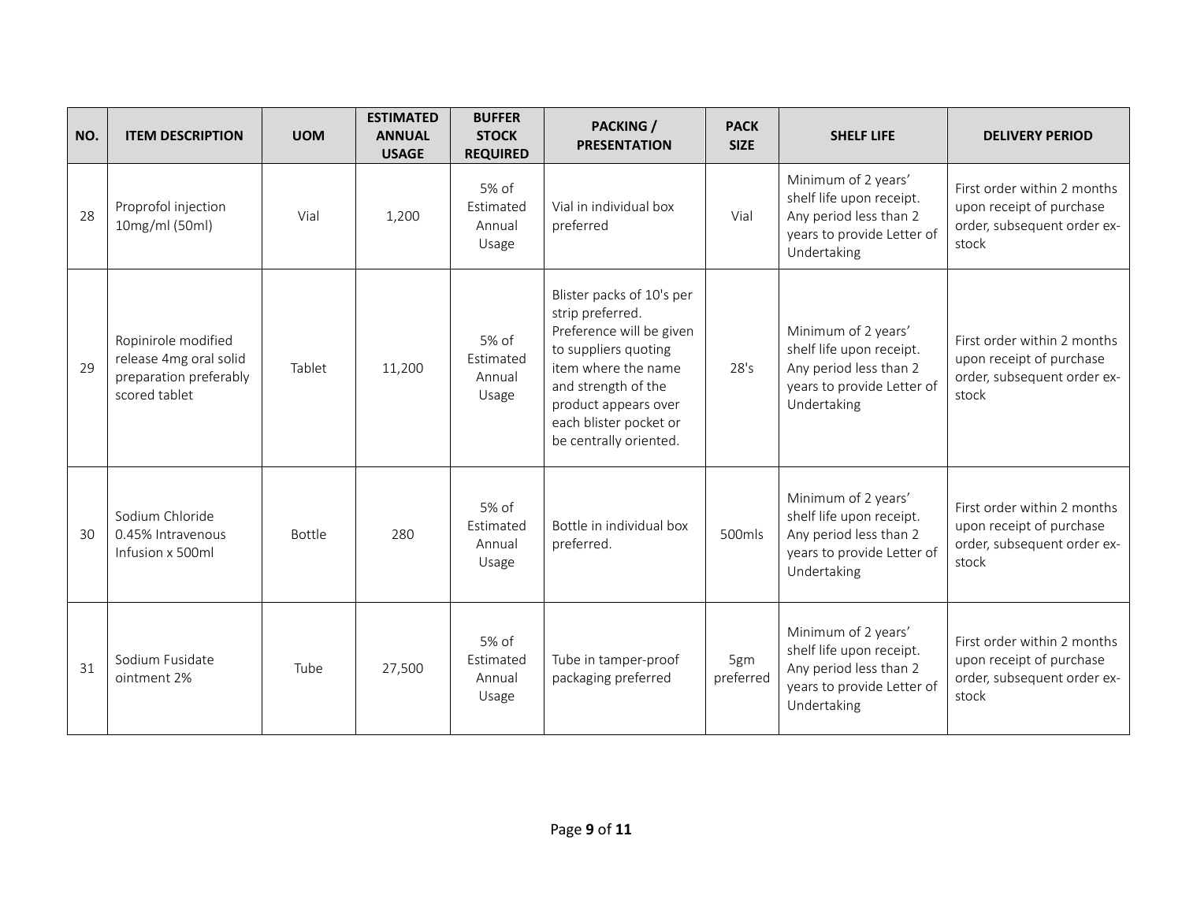| NO. | ITEM DESCRIPTION | UOM | ESTIMATED ANNUAL USAGE | BUFFER STOCK REQUIRED | PACKING / PRESENTATION | PACK SIZE | SHELF LIFE | DELIVERY PERIOD |
|---|---|---|---|---|---|---|---|---|
| 28 | Proprofol injection 10mg/ml (50ml) | Vial | 1,200 | 5% of Estimated Annual Usage | Vial in individual box preferred | Vial | Minimum of 2 years' shelf life upon receipt. Any period less than 2 years to provide Letter of Undertaking | First order within 2 months upon receipt of purchase order, subsequent order ex-stock |
| 29 | Ropinirole modified release 4mg oral solid preparation preferably scored tablet | Tablet | 11,200 | 5% of Estimated Annual Usage | Blister packs of 10's per strip preferred. Preference will be given to suppliers quoting item where the name and strength of the product appears over each blister pocket or be centrally oriented. | 28's | Minimum of 2 years' shelf life upon receipt. Any period less than 2 years to provide Letter of Undertaking | First order within 2 months upon receipt of purchase order, subsequent order ex-stock |
| 30 | Sodium Chloride 0.45% Intravenous Infusion x 500ml | Bottle | 280 | 5% of Estimated Annual Usage | Bottle in individual box preferred. | 500mls | Minimum of 2 years' shelf life upon receipt. Any period less than 2 years to provide Letter of Undertaking | First order within 2 months upon receipt of purchase order, subsequent order ex-stock |
| 31 | Sodium Fusidate ointment 2% | Tube | 27,500 | 5% of Estimated Annual Usage | Tube in tamper-proof packaging preferred | 5gm preferred | Minimum of 2 years' shelf life upon receipt. Any period less than 2 years to provide Letter of Undertaking | First order within 2 months upon receipt of purchase order, subsequent order ex-stock |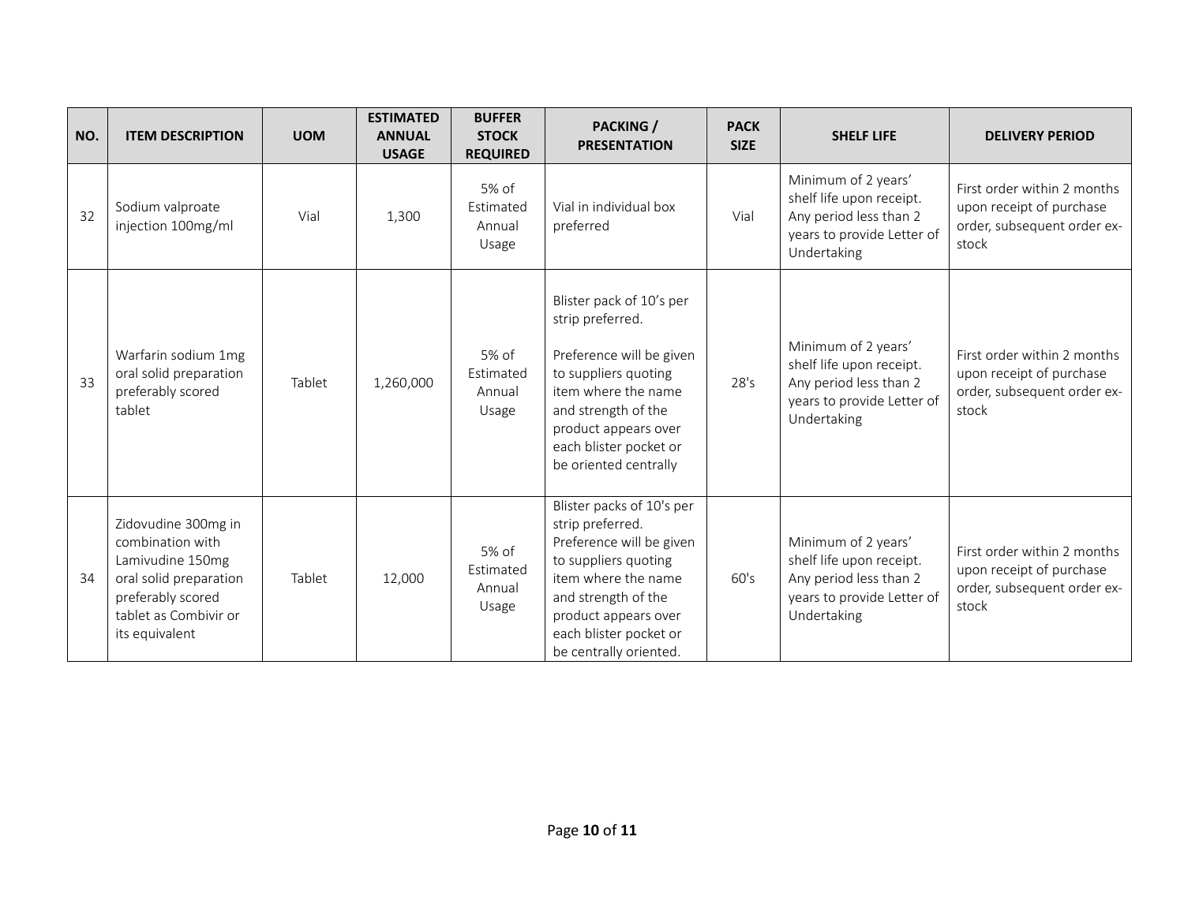| NO. | ITEM DESCRIPTION | UOM | ESTIMATED ANNUAL USAGE | BUFFER STOCK REQUIRED | PACKING / PRESENTATION | PACK SIZE | SHELF LIFE | DELIVERY PERIOD |
|---|---|---|---|---|---|---|---|---|
| 32 | Sodium valproate injection 100mg/ml | Vial | 1,300 | 5% of Estimated Annual Usage | Vial in individual box preferred | Vial | Minimum of 2 years' shelf life upon receipt. Any period less than 2 years to provide Letter of Undertaking | First order within 2 months upon receipt of purchase order, subsequent order ex-stock |
| 33 | Warfarin sodium 1mg oral solid preparation preferably scored tablet | Tablet | 1,260,000 | 5% of Estimated Annual Usage | Blister pack of 10's per strip preferred.<br><br>Preference will be given to suppliers quoting item where the name and strength of the product appears over each blister pocket or be oriented centrally | 28's | Minimum of 2 years' shelf life upon receipt. Any period less than 2 years to provide Letter of Undertaking | First order within 2 months upon receipt of purchase order, subsequent order ex-stock |
| 34 | Zidovudine 300mg in combination with Lamivudine 150mg oral solid preparation preferably scored tablet as Combivir or its equivalent | Tablet | 12,000 | 5% of Estimated Annual Usage | Blister packs of 10's per strip preferred. Preference will be given to suppliers quoting item where the name and strength of the product appears over each blister pocket or be centrally oriented. | 60's | Minimum of 2 years' shelf life upon receipt. Any period less than 2 years to provide Letter of Undertaking | First order within 2 months upon receipt of purchase order, subsequent order ex-stock |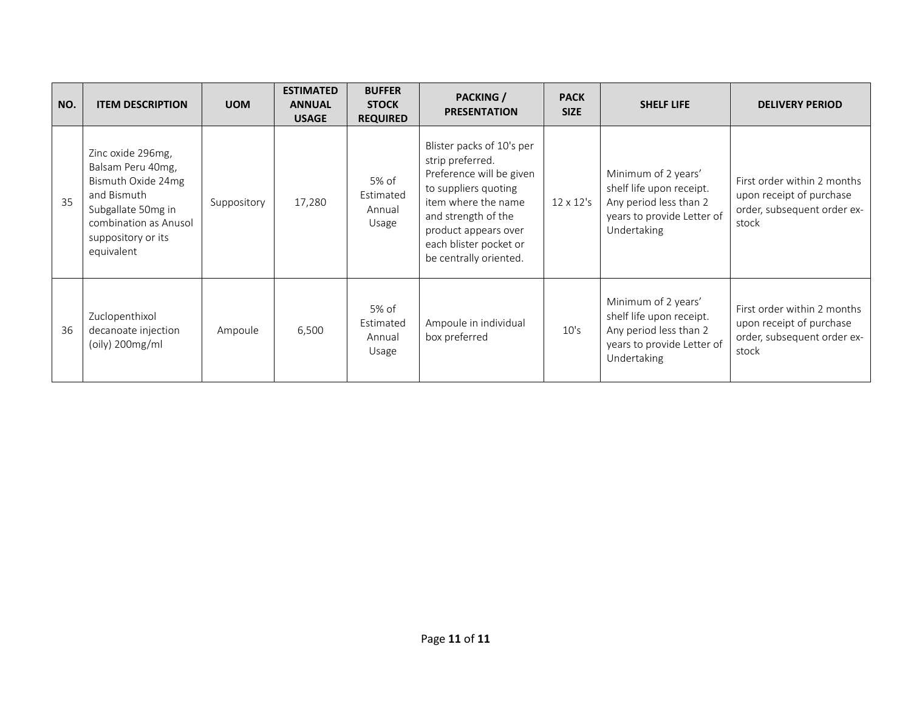| NO. | ITEM DESCRIPTION | UOM | ESTIMATED ANNUAL USAGE | BUFFER STOCK REQUIRED | PACKING / PRESENTATION | PACK SIZE | SHELF LIFE | DELIVERY PERIOD |
|---|---|---|---|---|---|---|---|---|
| 35 | Zinc oxide 296mg, Balsam Peru 40mg, Bismuth Oxide 24mg and Bismuth Subgallate 50mg in combination as Anusol suppository or its equivalent | Suppository | 17,280 | 5% of Estimated Annual Usage | Blister packs of 10's per strip preferred. Preference will be given to suppliers quoting item where the name and strength of the product appears over each blister pocket or be centrally oriented. | 12 x 12's | Minimum of 2 years' shelf life upon receipt. Any period less than 2 years to provide Letter of Undertaking | First order within 2 months upon receipt of purchase order, subsequent order ex-stock |
| 36 | Zuclopenthixol decanoate injection (oily) 200mg/ml | Ampoule | 6,500 | 5% of Estimated Annual Usage | Ampoule in individual box preferred | 10's | Minimum of 2 years' shelf life upon receipt. Any period less than 2 years to provide Letter of Undertaking | First order within 2 months upon receipt of purchase order, subsequent order ex-stock |